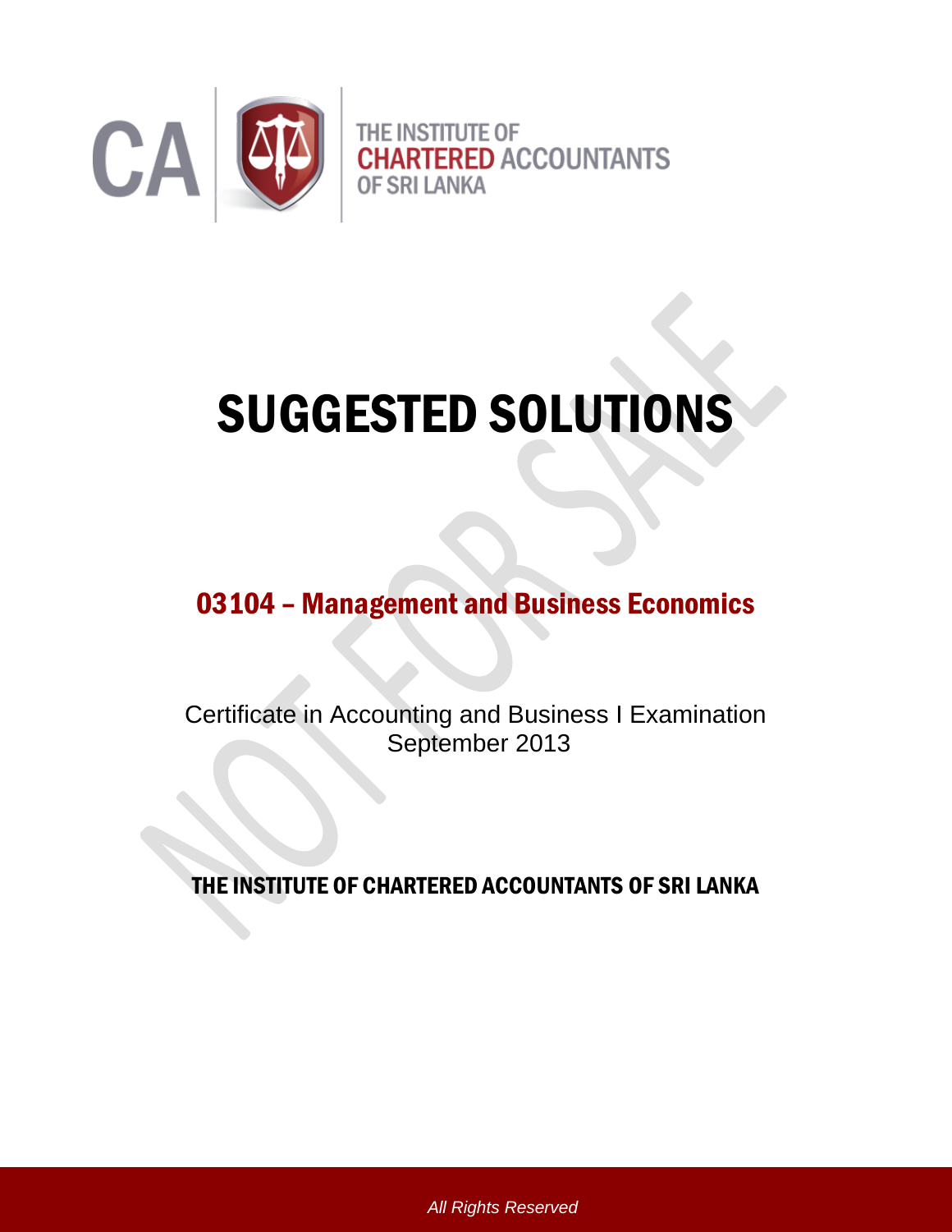THE INSTITUTE OF **CHARTERED** ACCOUNTANTS OF SRI LANKA

# SUGGESTED SOLUTIONS

## 03104 – Management and Business Economics

Certificate in Accounting and Business I Examination
September 2013

### THE INSTITUTE OF CHARTERED ACCOUNTANTS OF SRI LANKA

*All Rights Reserved*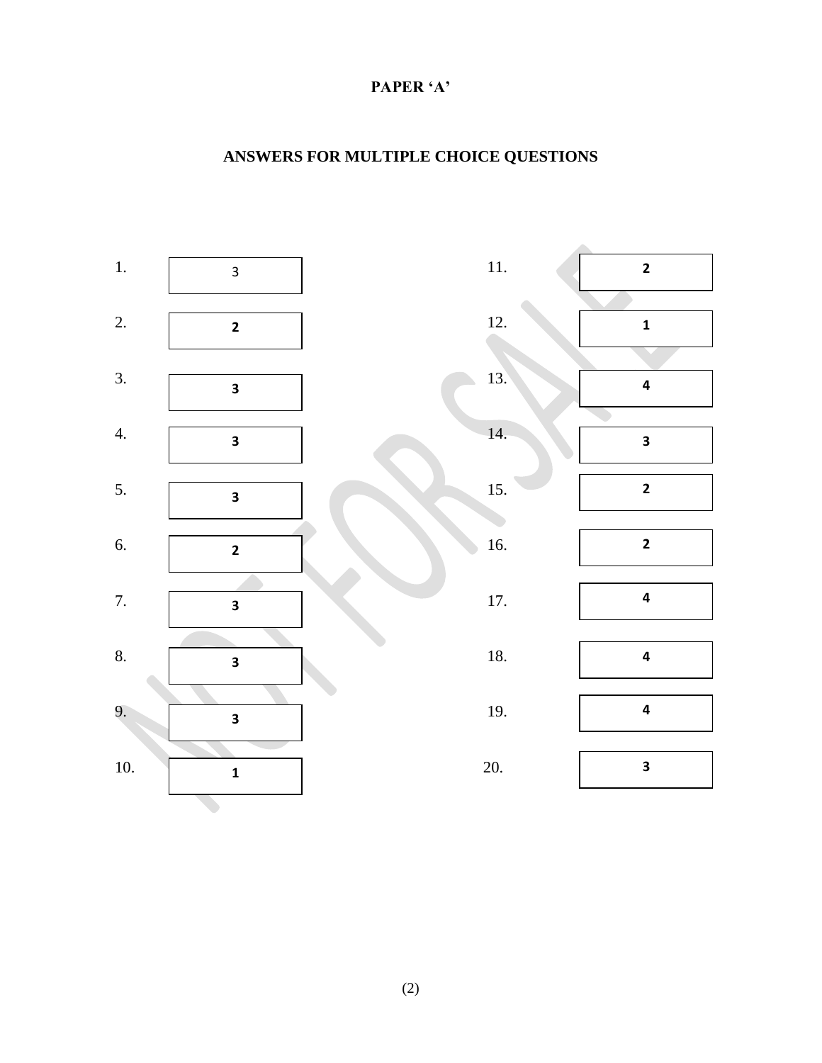**PAPER 'A'**

**ANSWERS FOR MULTIPLE CHOICE QUESTIONS**

| Question | Answer | Question | Answer |
|---|---|---|---|
| 1. | 3 | 11. | **2** |
| 2. | **2** | 12. | **1** |
| 3. | **3** | 13. | **4** |
| 4. | **3** | 14. | **3** |
| 5. | **3** | 15. | **2** |
| 6. | **2** | 16. | **2** |
| 7. | **3** | 17. | **4** |
| 8. | **3** | 18. | **4** |
| 9. | **3** | 19. | **4** |
| 10. | **1** | 20. | **3** |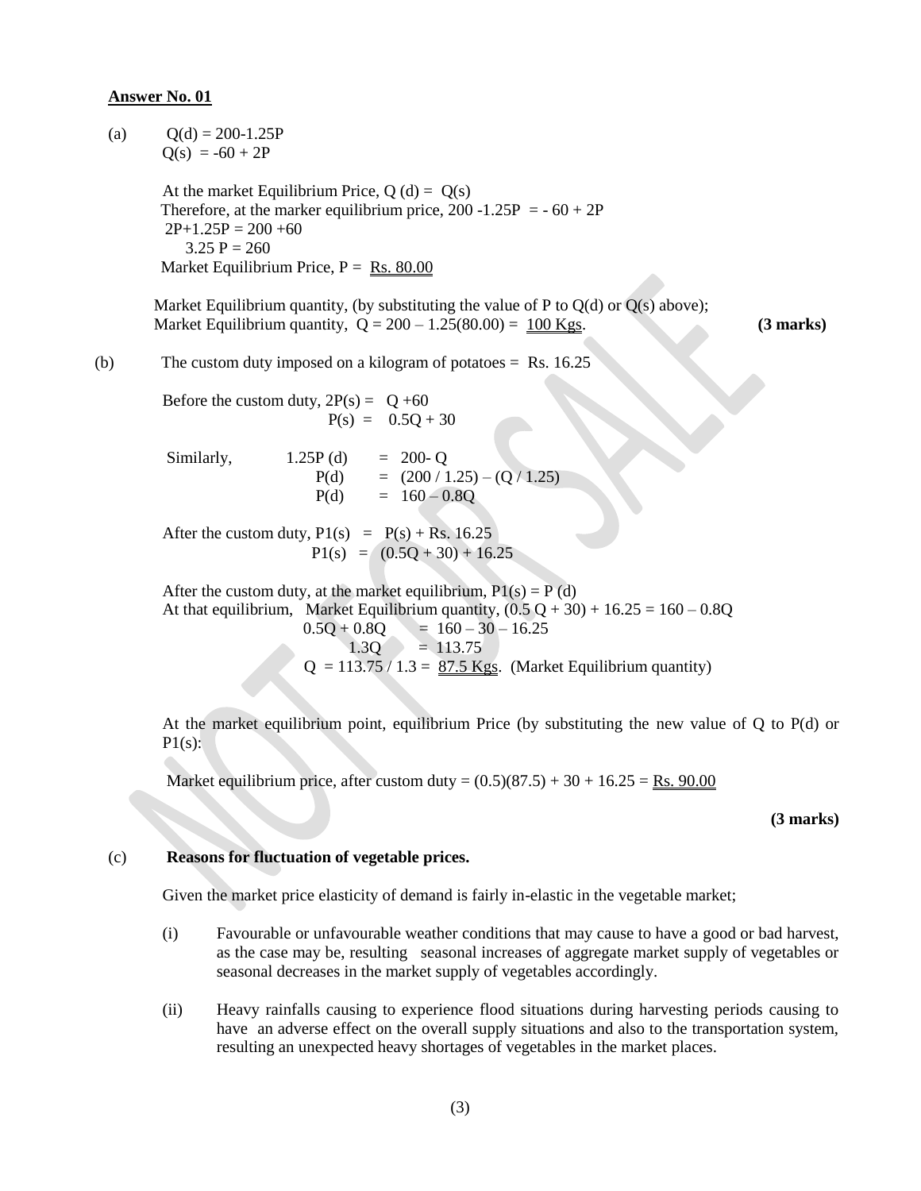**Answer No. 01**

(a) $Q(d) = 200 - 1.25P$

$Q(s) = -60 + 2P$

At the market Equilibrium Price, $Q(d) = Q(s)$

Therefore, at the marker equilibrium price, $200 - 1.25P = -60 + 2P$

$2P + 1.25P = 200 + 60$

$3.25P = 260$

Market Equilibrium Price, P = Rs. 80.00

Market Equilibrium quantity, (by substituting the value of P to Q(d) or Q(s) above);

Market Equilibrium quantity, $Q = 200 - 1.25(80.00) =$ 100 Kgs. **(3 marks)**

(b) The custom duty imposed on a kilogram of potatoes = Rs. 16.25

Before the custom duty, $2P(s) = Q + 60$

$P(s) = 0.5Q + 30$

Similarly,

$1.25P(d) = 200 - Q$

$P(d) = (200 / 1.25) - (Q / 1.25)$

$P(d) = 160 - 0.8Q$

After the custom duty, $P1(s) = P(s) + \text{Rs. } 16.25$

$P1(s) = (0.5Q + 30) + 16.25$

After the custom duty, at the market equilibrium, $P1(s) = P(d)$

At that equilibrium, Market Equilibrium quantity, $(0.5Q + 30) + 16.25 = 160 - 0.8Q$

$0.5Q + 0.8Q = 160 - 30 - 16.25$

$1.3Q = 113.75$

$Q = 113.75 / 1.3 =$ 87.5 Kgs. (Market Equilibrium quantity)

At the market equilibrium point, equilibrium Price (by substituting the new value of Q to P(d) or P1(s):

Market equilibrium price, after custom duty $= (0.5)(87.5) + 30 + 16.25 =$ Rs. 90.00

**(3 marks)**

(c) **Reasons for fluctuation of vegetable prices.**

Given the market price elasticity of demand is fairly in-elastic in the vegetable market;

(i) Favourable or unfavourable weather conditions that may cause to have a good or bad harvest, as the case may be, resulting seasonal increases of aggregate market supply of vegetables or seasonal decreases in the market supply of vegetables accordingly.

(ii) Heavy rainfalls causing to experience flood situations during harvesting periods causing to have an adverse effect on the overall supply situations and also to the transportation system, resulting an unexpected heavy shortages of vegetables in the market places.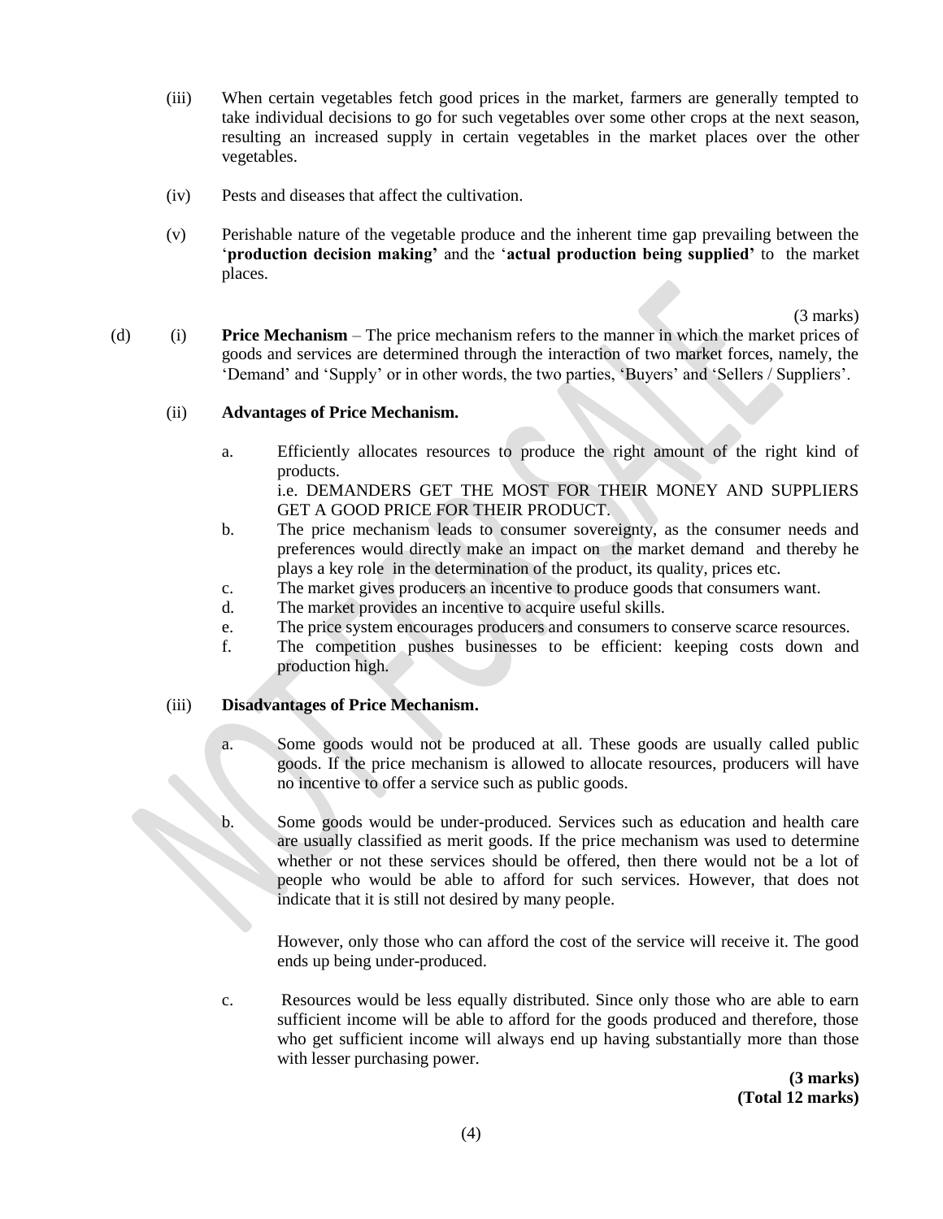(iii) When certain vegetables fetch good prices in the market, farmers are generally tempted to take individual decisions to go for such vegetables over some other crops at the next season, resulting an increased supply in certain vegetables in the market places over the other vegetables.

(iv) Pests and diseases that affect the cultivation.

(v) Perishable nature of the vegetable produce and the inherent time gap prevailing between the '**production decision making'** and the '**actual production being supplied'** to the market places.

(3 marks)

(d) (i) **Price Mechanism** – The price mechanism refers to the manner in which the market prices of goods and services are determined through the interaction of two market forces, namely, the 'Demand' and 'Supply' or in other words, the two parties, 'Buyers' and 'Sellers / Suppliers'.

(ii) **Advantages of Price Mechanism.**

a. Efficiently allocates resources to produce the right amount of the right kind of products.
   i.e. DEMANDERS GET THE MOST FOR THEIR MONEY AND SUPPLIERS GET A GOOD PRICE FOR THEIR PRODUCT.
b. The price mechanism leads to consumer sovereignty, as the consumer needs and preferences would directly make an impact on the market demand and thereby he plays a key role in the determination of the product, its quality, prices etc.
c. The market gives producers an incentive to produce goods that consumers want.
d. The market provides an incentive to acquire useful skills.
e. The price system encourages producers and consumers to conserve scarce resources.
f. The competition pushes businesses to be efficient: keeping costs down and production high.

(iii) **Disadvantages of Price Mechanism.**

a. Some goods would not be produced at all. These goods are usually called public goods. If the price mechanism is allowed to allocate resources, producers will have no incentive to offer a service such as public goods.

b. Some goods would be under-produced. Services such as education and health care are usually classified as merit goods. If the price mechanism was used to determine whether or not these services should be offered, then there would not be a lot of people who would be able to afford for such services. However, that does not indicate that it is still not desired by many people.

   However, only those who can afford the cost of the service will receive it. The good ends up being under-produced.

c. Resources would be less equally distributed. Since only those who are able to earn sufficient income will be able to afford for the goods produced and therefore, those who get sufficient income will always end up having substantially more than those with lesser purchasing power.

**(3 marks)**
**(Total 12 marks)**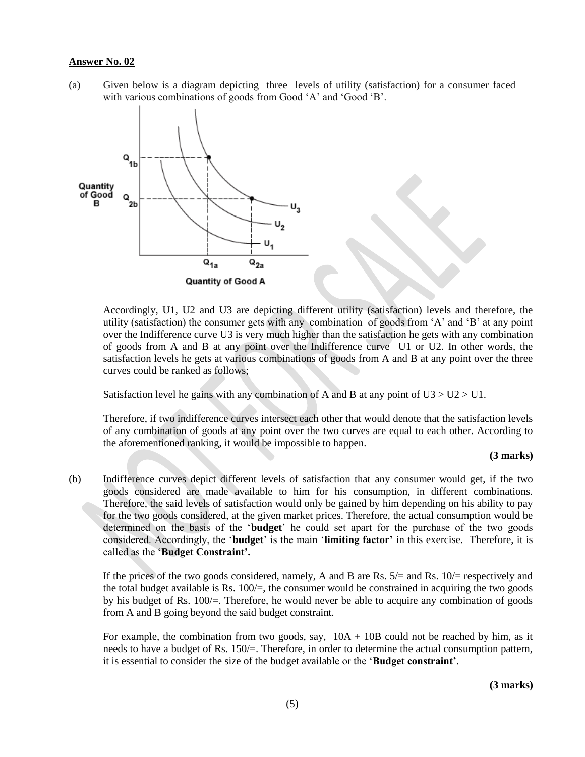**Answer No. 02**

(a) Given below is a diagram depicting three levels of utility (satisfaction) for a consumer faced with various combinations of goods from Good 'A' and 'Good 'B'.

Accordingly, U1, U2 and U3 are depicting different utility (satisfaction) levels and therefore, the utility (satisfaction) the consumer gets with any combination of goods from 'A' and 'B' at any point over the Indifference curve U3 is very much higher than the satisfaction he gets with any combination of goods from A and B at any point over the Indifference curve U1 or U2. In other words, the satisfaction levels he gets at various combinations of goods from A and B at any point over the three curves could be ranked as follows;

Satisfaction level he gains with any combination of A and B at any point of U3 > U2 > U1.

Therefore, if two indifference curves intersect each other that would denote that the satisfaction levels of any combination of goods at any point over the two curves are equal to each other. According to the aforementioned ranking, it would be impossible to happen.

**(3 marks)**

(b) Indifference curves depict different levels of satisfaction that any consumer would get, if the two goods considered are made available to him for his consumption, in different combinations. Therefore, the said levels of satisfaction would only be gained by him depending on his ability to pay for the two goods considered, at the given market prices. Therefore, the actual consumption would be determined on the basis of the '**budget**' he could set apart for the purchase of the two goods considered. Accordingly, the '**budget**' is the main '**limiting factor'** in this exercise. Therefore, it is called as the '**Budget Constraint'.**

If the prices of the two goods considered, namely, A and B are Rs. 5/= and Rs. 10/= respectively and the total budget available is Rs. 100/=, the consumer would be constrained in acquiring the two goods by his budget of Rs. 100/=. Therefore, he would never be able to acquire any combination of goods from A and B going beyond the said budget constraint.

For example, the combination from two goods, say, 10A + 10B could not be reached by him, as it needs to have a budget of Rs. 150/=. Therefore, in order to determine the actual consumption pattern, it is essential to consider the size of the budget available or the '**Budget constraint'**.

**(3 marks)**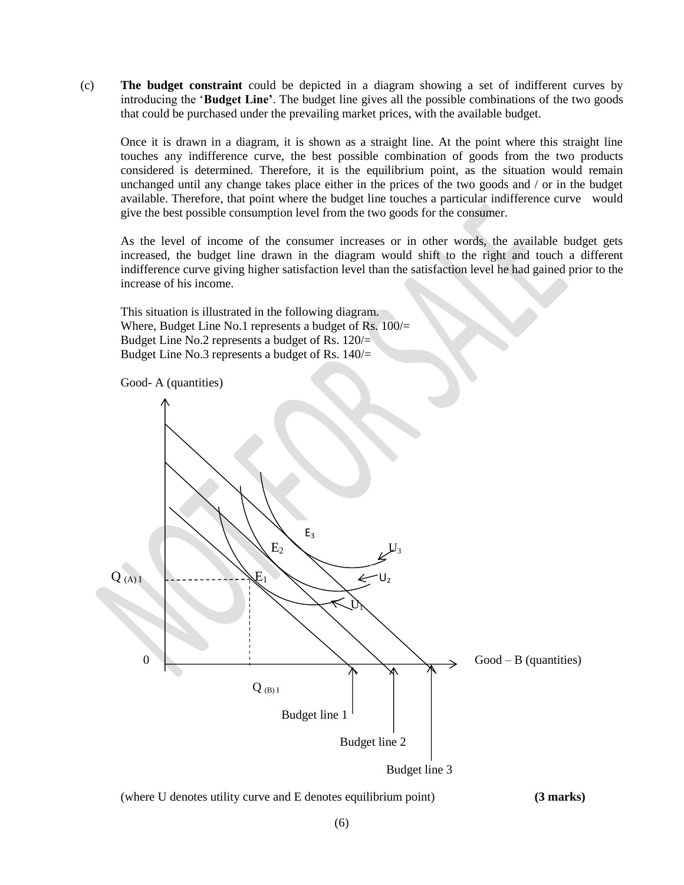(c) **The budget constraint** could be depicted in a diagram showing a set of indifferent curves by introducing the '**Budget Line**'. The budget line gives all the possible combinations of the two goods that could be purchased under the prevailing market prices, with the available budget.

Once it is drawn in a diagram, it is shown as a straight line. At the point where this straight line touches any indifference curve, the best possible combination of goods from the two products considered is determined. Therefore, it is the equilibrium point, as the situation would remain unchanged until any change takes place either in the prices of the two goods and / or in the budget available. Therefore, that point where the budget line touches a particular indifference curve would give the best possible consumption level from the two goods for the consumer.

As the level of income of the consumer increases or in other words, the available budget gets increased, the budget line drawn in the diagram would shift to the right and touch a different indifference curve giving higher satisfaction level than the satisfaction level he had gained prior to the increase of his income.

This situation is illustrated in the following diagram.
Where, Budget Line No.1 represents a budget of Rs. 100/=
Budget Line No.2 represents a budget of Rs. 120/=
Budget Line No.3 represents a budget of Rs. 140/=

Good- A (quantities)

$E_3$ $E_2$ $U_3$ $Q_{(A)\,I}$ $E_1$ $U_2$ $U_1$

0 Good – B (quantities)

$Q_{(B)\,I}$

Budget line 1

Budget line 2

Budget line 3

(where U denotes utility curve and E denotes equilibrium point) **(3 marks)**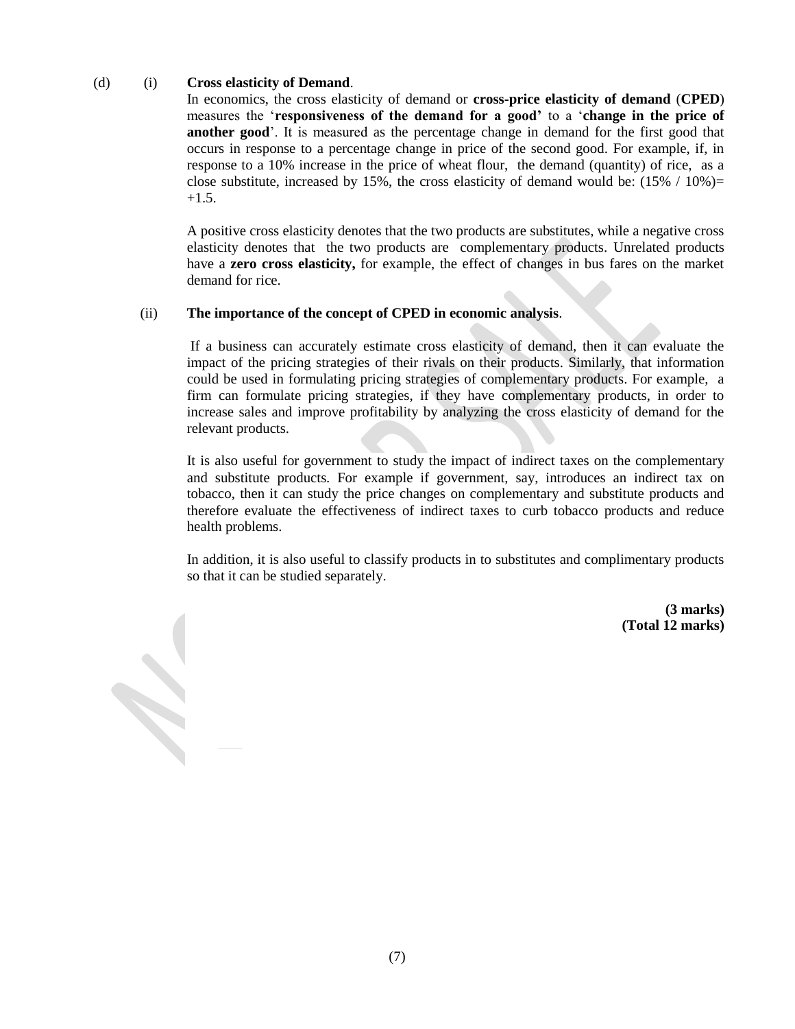(d) (i) **Cross elasticity of Demand**.

In economics, the cross elasticity of demand or **cross-price elasticity of demand** (**CPED**) measures the '**responsiveness of the demand for a good'** to a '**change in the price of another good**'. It is measured as the percentage change in demand for the first good that occurs in response to a percentage change in price of the second good. For example, if, in response to a 10% increase in the price of wheat flour, the demand (quantity) of rice, as a close substitute, increased by 15%, the cross elasticity of demand would be: (15% / 10%)= +1.5.

A positive cross elasticity denotes that the two products are substitutes, while a negative cross elasticity denotes that the two products are complementary products. Unrelated products have a **zero cross elasticity,** for example, the effect of changes in bus fares on the market demand for rice.

(ii) **The importance of the concept of CPED in economic analysis**.

If a business can accurately estimate cross elasticity of demand, then it can evaluate the impact of the pricing strategies of their rivals on their products. Similarly, that information could be used in formulating pricing strategies of complementary products. For example, a firm can formulate pricing strategies, if they have complementary products, in order to increase sales and improve profitability by analyzing the cross elasticity of demand for the relevant products.

It is also useful for government to study the impact of indirect taxes on the complementary and substitute products. For example if government, say, introduces an indirect tax on tobacco, then it can study the price changes on complementary and substitute products and therefore evaluate the effectiveness of indirect taxes to curb tobacco products and reduce health problems.

In addition, it is also useful to classify products in to substitutes and complimentary products so that it can be studied separately.

**(3 marks)**
**(Total 12 marks)**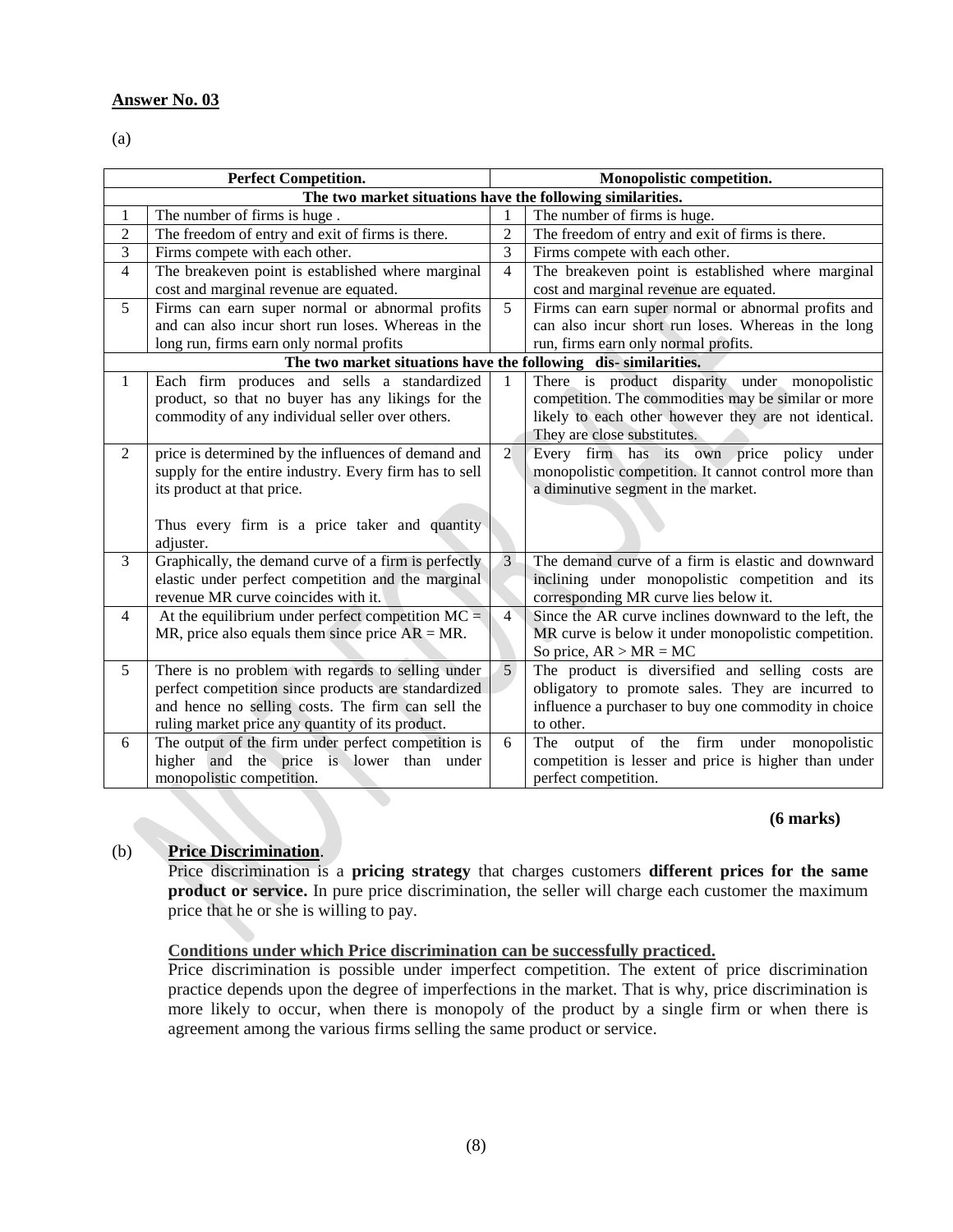**Answer No. 03**

(a)

| | Perfect Competition. | | Monopolistic competition. |
|---|---|---|---|
| **The two market situations have the following similarities.** | | | |
| 1 | The number of firms is huge . | 1 | The number of firms is huge. |
| 2 | The freedom of entry and exit of firms is there. | 2 | The freedom of entry and exit of firms is there. |
| 3 | Firms compete with each other. | 3 | Firms compete with each other. |
| 4 | The breakeven point is established where marginal cost and marginal revenue are equated. | 4 | The breakeven point is established where marginal cost and marginal revenue are equated. |
| 5 | Firms can earn super normal or abnormal profits and can also incur short run loses. Whereas in the long run, firms earn only normal profits | 5 | Firms can earn super normal or abnormal profits and can also incur short run loses. Whereas in the long run, firms earn only normal profits. |
| **The two market situations have the following dis- similarities.** | | | |
| 1 | Each firm produces and sells a standardized product, so that no buyer has any likings for the commodity of any individual seller over others. | 1 | There is product disparity under monopolistic competition. The commodities may be similar or more likely to each other however they are not identical. They are close substitutes. |
| 2 | price is determined by the influences of demand and supply for the entire industry. Every firm has to sell its product at that price.<br><br>Thus every firm is a price taker and quantity adjuster. | 2 | Every firm has its own price policy under monopolistic competition. It cannot control more than a diminutive segment in the market. |
| 3 | Graphically, the demand curve of a firm is perfectly elastic under perfect competition and the marginal revenue MR curve coincides with it. | 3 | The demand curve of a firm is elastic and downward inclining under monopolistic competition and its corresponding MR curve lies below it. |
| 4 | At the equilibrium under perfect competition MC = MR, price also equals them since price AR = MR. | 4 | Since the AR curve inclines downward to the left, the MR curve is below it under monopolistic competition. So price, AR > MR = MC |
| 5 | There is no problem with regards to selling under perfect competition since products are standardized and hence no selling costs. The firm can sell the ruling market price any quantity of its product. | 5 | The product is diversified and selling costs are obligatory to promote sales. They are incurred to influence a purchaser to buy one commodity in choice to other. |
| 6 | The output of the firm under perfect competition is higher and the price is lower than under monopolistic competition. | 6 | The output of the firm under monopolistic competition is lesser and price is higher than under perfect competition. |

**(6 marks)**

(b) **Price Discrimination**.

Price discrimination is a **pricing strategy** that charges customers **different prices for the same product or service.** In pure price discrimination, the seller will charge each customer the maximum price that he or she is willing to pay.

**Conditions under which Price discrimination can be successfully practiced.**

Price discrimination is possible under imperfect competition. The extent of price discrimination practice depends upon the degree of imperfections in the market. That is why, price discrimination is more likely to occur, when there is monopoly of the product by a single firm or when there is agreement among the various firms selling the same product or service.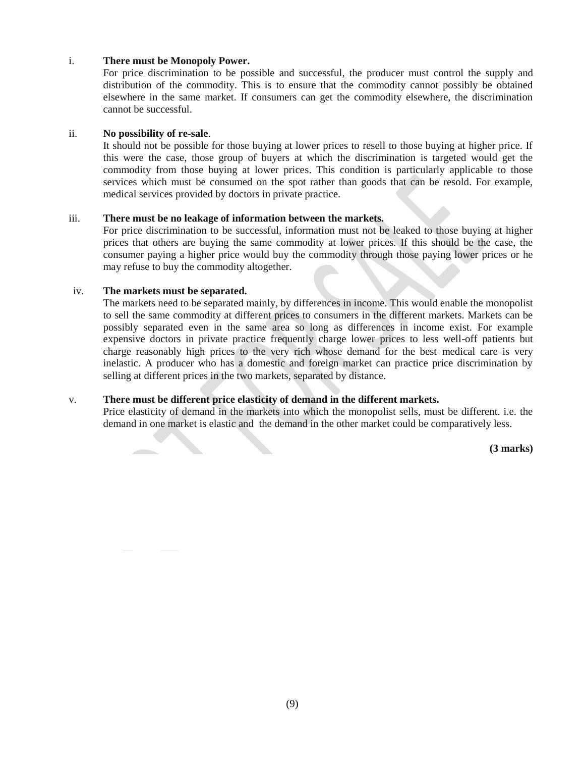i. **There must be Monopoly Power.**
For price discrimination to be possible and successful, the producer must control the supply and distribution of the commodity. This is to ensure that the commodity cannot possibly be obtained elsewhere in the same market. If consumers can get the commodity elsewhere, the discrimination cannot be successful.

ii. **No possibility of re-sale**.
It should not be possible for those buying at lower prices to resell to those buying at higher price. If this were the case, those group of buyers at which the discrimination is targeted would get the commodity from those buying at lower prices. This condition is particularly applicable to those services which must be consumed on the spot rather than goods that can be resold. For example, medical services provided by doctors in private practice.

iii. **There must be no leakage of information between the markets.**
For price discrimination to be successful, information must not be leaked to those buying at higher prices that others are buying the same commodity at lower prices. If this should be the case, the consumer paying a higher price would buy the commodity through those paying lower prices or he may refuse to buy the commodity altogether.

iv. **The markets must be separated.**
The markets need to be separated mainly, by differences in income. This would enable the monopolist to sell the same commodity at different prices to consumers in the different markets. Markets can be possibly separated even in the same area so long as differences in income exist. For example expensive doctors in private practice frequently charge lower prices to less well-off patients but charge reasonably high prices to the very rich whose demand for the best medical care is very inelastic. A producer who has a domestic and foreign market can practice price discrimination by selling at different prices in the two markets, separated by distance.

v. **There must be different price elasticity of demand in the different markets.**
Price elasticity of demand in the markets into which the monopolist sells, must be different. i.e. the demand in one market is elastic and the demand in the other market could be comparatively less.

**(3 marks)**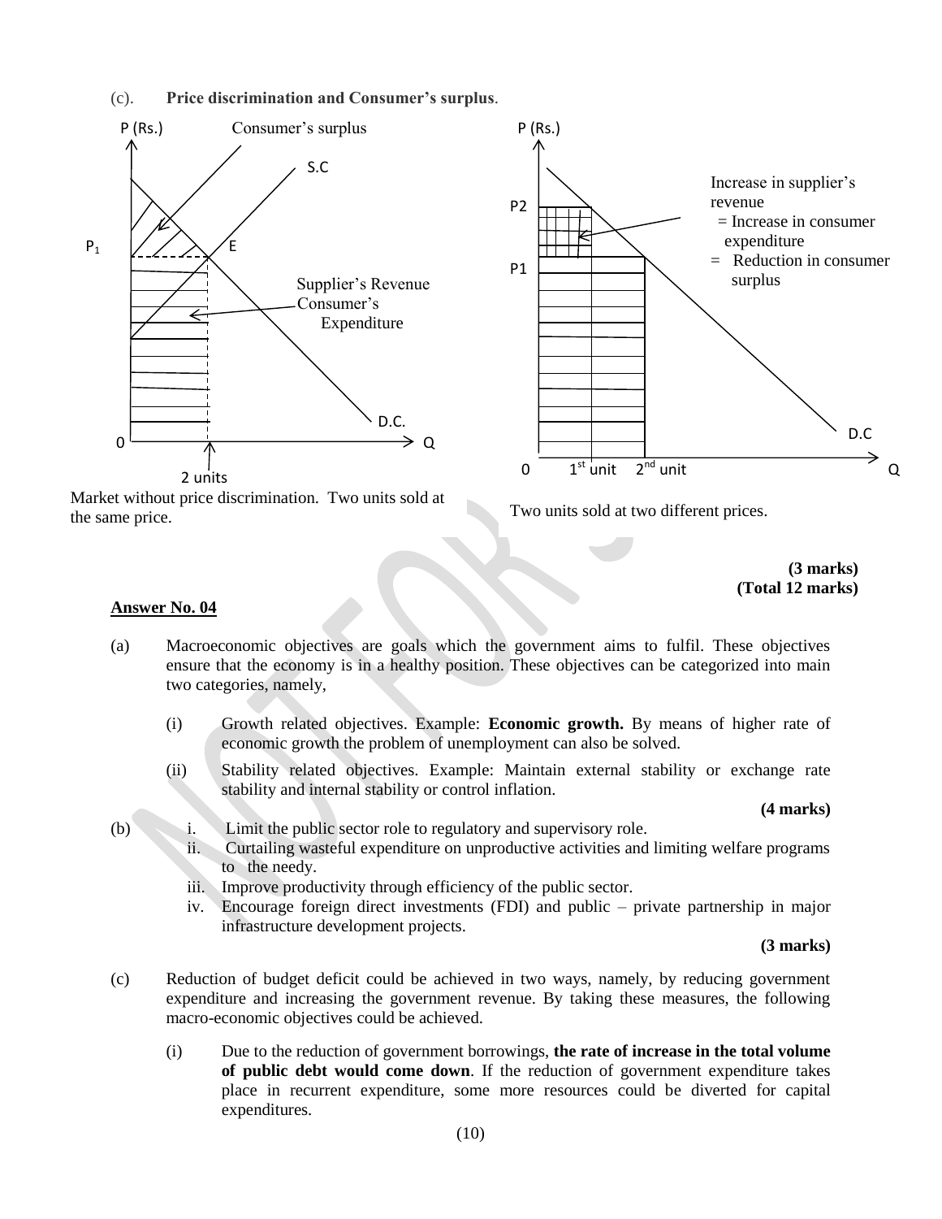(c). **Price discrimination and Consumer's surplus**.

Market without price discrimination. Two units sold at the same price.

Two units sold at two different prices.

**(3 marks)**
**(Total 12 marks)**

**Answer No. 04**

(a) Macroeconomic objectives are goals which the government aims to fulfil. These objectives ensure that the economy is in a healthy position. These objectives can be categorized into main two categories, namely,

(i) Growth related objectives. Example: **Economic growth.** By means of higher rate of economic growth the problem of unemployment can also be solved.

(ii) Stability related objectives. Example: Maintain external stability or exchange rate stability and internal stability or control inflation.

**(4 marks)**

(b)
i. Limit the public sector role to regulatory and supervisory role.
ii. Curtailing wasteful expenditure on unproductive activities and limiting welfare programs to the needy.
iii. Improve productivity through efficiency of the public sector.
iv. Encourage foreign direct investments (FDI) and public – private partnership in major infrastructure development projects.

**(3 marks)**

(c) Reduction of budget deficit could be achieved in two ways, namely, by reducing government expenditure and increasing the government revenue. By taking these measures, the following macro-economic objectives could be achieved.

(i) Due to the reduction of government borrowings, **the rate of increase in the total volume of public debt would come down**. If the reduction of government expenditure takes place in recurrent expenditure, some more resources could be diverted for capital expenditures.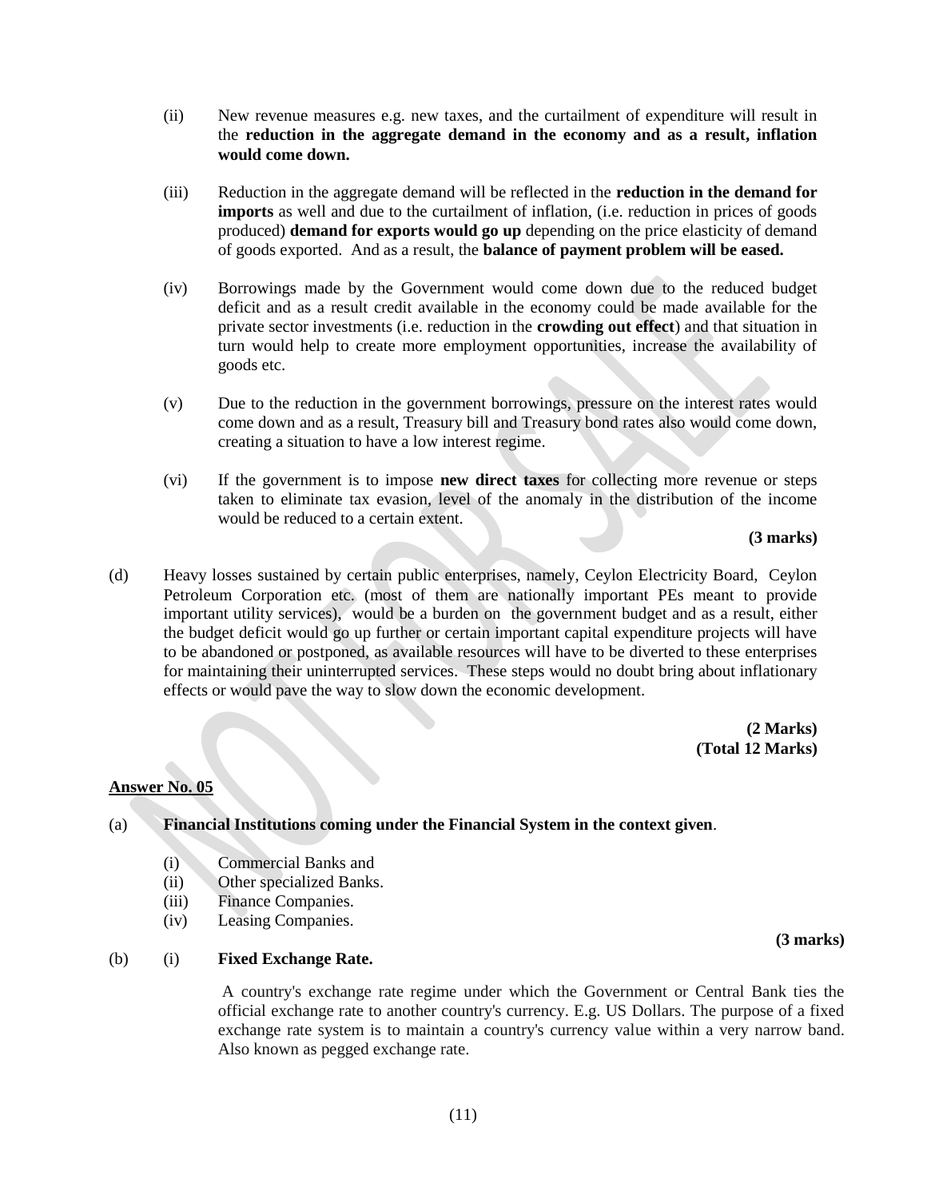(ii) New revenue measures e.g. new taxes, and the curtailment of expenditure will result in the **reduction in the aggregate demand in the economy and as a result, inflation would come down.**

(iii) Reduction in the aggregate demand will be reflected in the **reduction in the demand for imports** as well and due to the curtailment of inflation, (i.e. reduction in prices of goods produced) **demand for exports would go up** depending on the price elasticity of demand of goods exported. And as a result, the **balance of payment problem will be eased.**

(iv) Borrowings made by the Government would come down due to the reduced budget deficit and as a result credit available in the economy could be made available for the private sector investments (i.e. reduction in the **crowding out effect**) and that situation in turn would help to create more employment opportunities, increase the availability of goods etc.

(v) Due to the reduction in the government borrowings, pressure on the interest rates would come down and as a result, Treasury bill and Treasury bond rates also would come down, creating a situation to have a low interest regime.

(vi) If the government is to impose **new direct taxes** for collecting more revenue or steps taken to eliminate tax evasion, level of the anomaly in the distribution of the income would be reduced to a certain extent.

**(3 marks)**

(d) Heavy losses sustained by certain public enterprises, namely, Ceylon Electricity Board, Ceylon Petroleum Corporation etc. (most of them are nationally important PEs meant to provide important utility services), would be a burden on the government budget and as a result, either the budget deficit would go up further or certain important capital expenditure projects will have to be abandoned or postponed, as available resources will have to be diverted to these enterprises for maintaining their uninterrupted services. These steps would no doubt bring about inflationary effects or would pave the way to slow down the economic development.

**(2 Marks)**
**(Total 12 Marks)**

**Answer No. 05**

(a) **Financial Institutions coming under the Financial System in the context given**.

(i) Commercial Banks and
(ii) Other specialized Banks.
(iii) Finance Companies.
(iv) Leasing Companies.

**(3 marks)**

(b) (i) **Fixed Exchange Rate.**

A country's exchange rate regime under which the Government or Central Bank ties the official exchange rate to another country's currency. E.g. US Dollars. The purpose of a fixed exchange rate system is to maintain a country's currency value within a very narrow band. Also known as pegged exchange rate.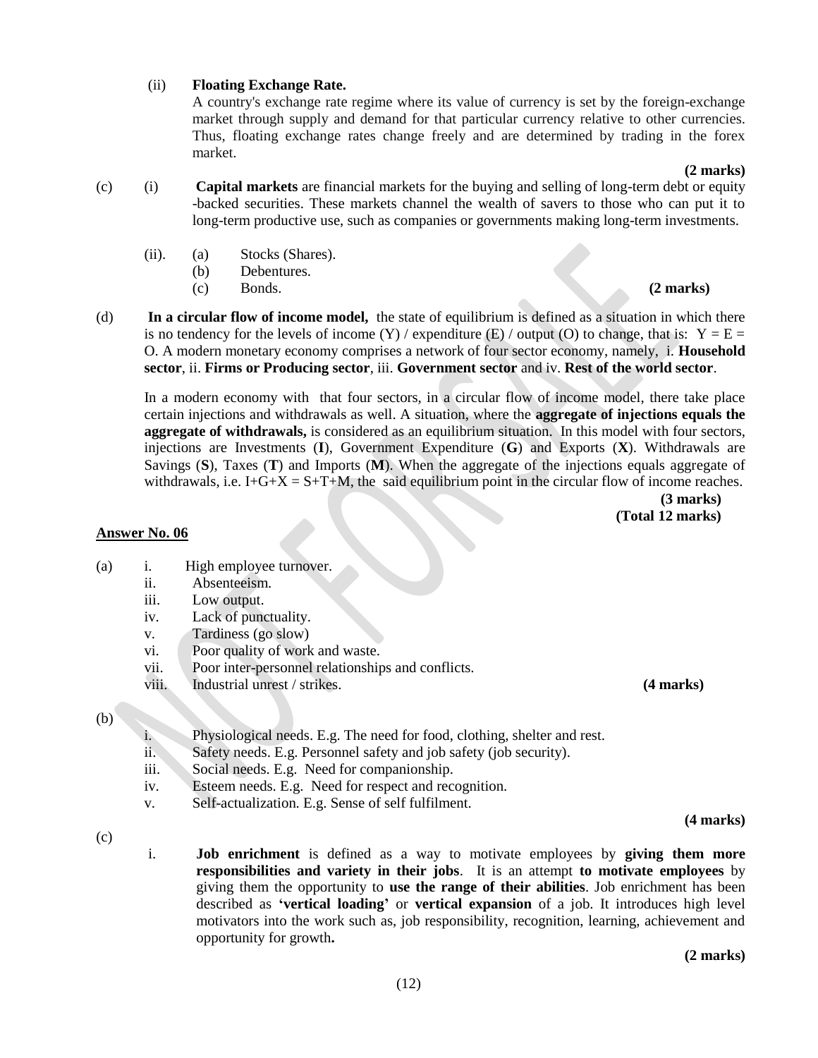(ii) **Floating Exchange Rate.**

A country's exchange rate regime where its value of currency is set by the foreign-exchange market through supply and demand for that particular currency relative to other currencies. Thus, floating exchange rates change freely and are determined by trading in the forex market.

**(2 marks)**

(c) (i) **Capital markets** are financial markets for the buying and selling of long-term debt or equity -backed securities. These markets channel the wealth of savers to those who can put it to long-term productive use, such as companies or governments making long-term investments.

(ii). (a) Stocks (Shares).
(b) Debentures.
(c) Bonds. **(2 marks)**

(d) **In a circular flow of income model,** the state of equilibrium is defined as a situation in which there is no tendency for the levels of income (Y) / expenditure (E) / output (O) to change, that is: $Y = E = O$. A modern monetary economy comprises a network of four sector economy, namely, i. **Household sector**, ii. **Firms or Producing sector**, iii. **Government sector** and iv. **Rest of the world sector**.

In a modern economy with that four sectors, in a circular flow of income model, there take place certain injections and withdrawals as well. A situation, where the **aggregate of injections equals the aggregate of withdrawals,** is considered as an equilibrium situation. In this model with four sectors, injections are Investments (**I**), Government Expenditure (**G**) and Exports (**X**). Withdrawals are Savings (**S**), Taxes (**T**) and Imports (**M**). When the aggregate of the injections equals aggregate of withdrawals, i.e. $I+G+X = S+T+M$, the said equilibrium point in the circular flow of income reaches.

**(3 marks)**
**(Total 12 marks)**

**Answer No. 06**

(a)
i. High employee turnover.
ii. Absenteeism.
iii. Low output.
iv. Lack of punctuality.
v. Tardiness (go slow)
vi. Poor quality of work and waste.
vii. Poor inter-personnel relationships and conflicts.
viii. Industrial unrest / strikes. **(4 marks)**

(b)
i. Physiological needs. E.g. The need for food, clothing, shelter and rest.
ii. Safety needs. E.g. Personnel safety and job safety (job security).
iii. Social needs. E.g. Need for companionship.
iv. Esteem needs. E.g. Need for respect and recognition.
v. Self-actualization. E.g. Sense of self fulfilment.

**(4 marks)**

(c)
i. **Job enrichment** is defined as a way to motivate employees by **giving them more responsibilities and variety in their jobs**. It is an attempt **to motivate employees** by giving them the opportunity to **use the range of their abilities**. Job enrichment has been described as **'vertical loading'** or **vertical expansion** of a job. It introduces high level motivators into the work such as, job responsibility, recognition, learning, achievement and opportunity for growth**.**

**(2 marks)**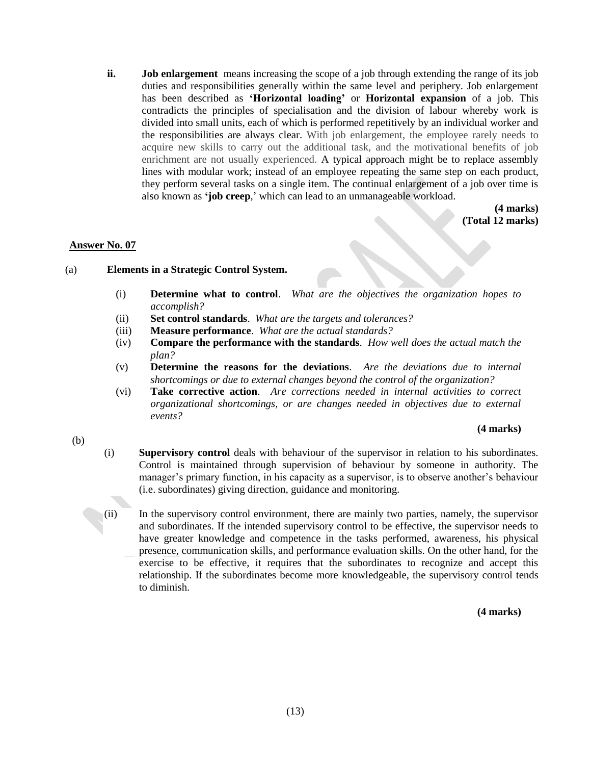**ii.** **Job enlargement** means increasing the scope of a job through extending the range of its job duties and responsibilities generally within the same level and periphery. Job enlargement has been described as **'Horizontal loading'** or **Horizontal expansion** of a job. This contradicts the principles of specialisation and the division of labour whereby work is divided into small units, each of which is performed repetitively by an individual worker and the responsibilities are always clear. With job enlargement, the employee rarely needs to acquire new skills to carry out the additional task, and the motivational benefits of job enrichment are not usually experienced. A typical approach might be to replace assembly lines with modular work; instead of an employee repeating the same step on each product, they perform several tasks on a single item. The continual enlargement of a job over time is also known as **'job creep**,' which can lead to an unmanageable workload.

**(4 marks)**
**(Total 12 marks)**

## Answer No. 07

(a) **Elements in a Strategic Control System.**

- (i) **Determine what to control**. *What are the objectives the organization hopes to accomplish?*
- (ii) **Set control standards**. *What are the targets and tolerances?*
- (iii) **Measure performance**. *What are the actual standards?*
- (iv) **Compare the performance with the standards**. *How well does the actual match the plan?*
- (v) **Determine the reasons for the deviations**. *Are the deviations due to internal shortcomings or due to external changes beyond the control of the organization?*
- (vi) **Take corrective action**. *Are corrections needed in internal activities to correct organizational shortcomings, or are changes needed in objectives due to external events?*

**(4 marks)**

(b)

(i) **Supervisory control** deals with behaviour of the supervisor in relation to his subordinates. Control is maintained through supervision of behaviour by someone in authority. The manager's primary function, in his capacity as a supervisor, is to observe another's behaviour (i.e. subordinates) giving direction, guidance and monitoring.

(ii) In the supervisory control environment, there are mainly two parties, namely, the supervisor and subordinates. If the intended supervisory control to be effective, the supervisor needs to have greater knowledge and competence in the tasks performed, awareness, his physical presence, communication skills, and performance evaluation skills. On the other hand, for the exercise to be effective, it requires that the subordinates to recognize and accept this relationship. If the subordinates become more knowledgeable, the supervisory control tends to diminish.

**(4 marks)**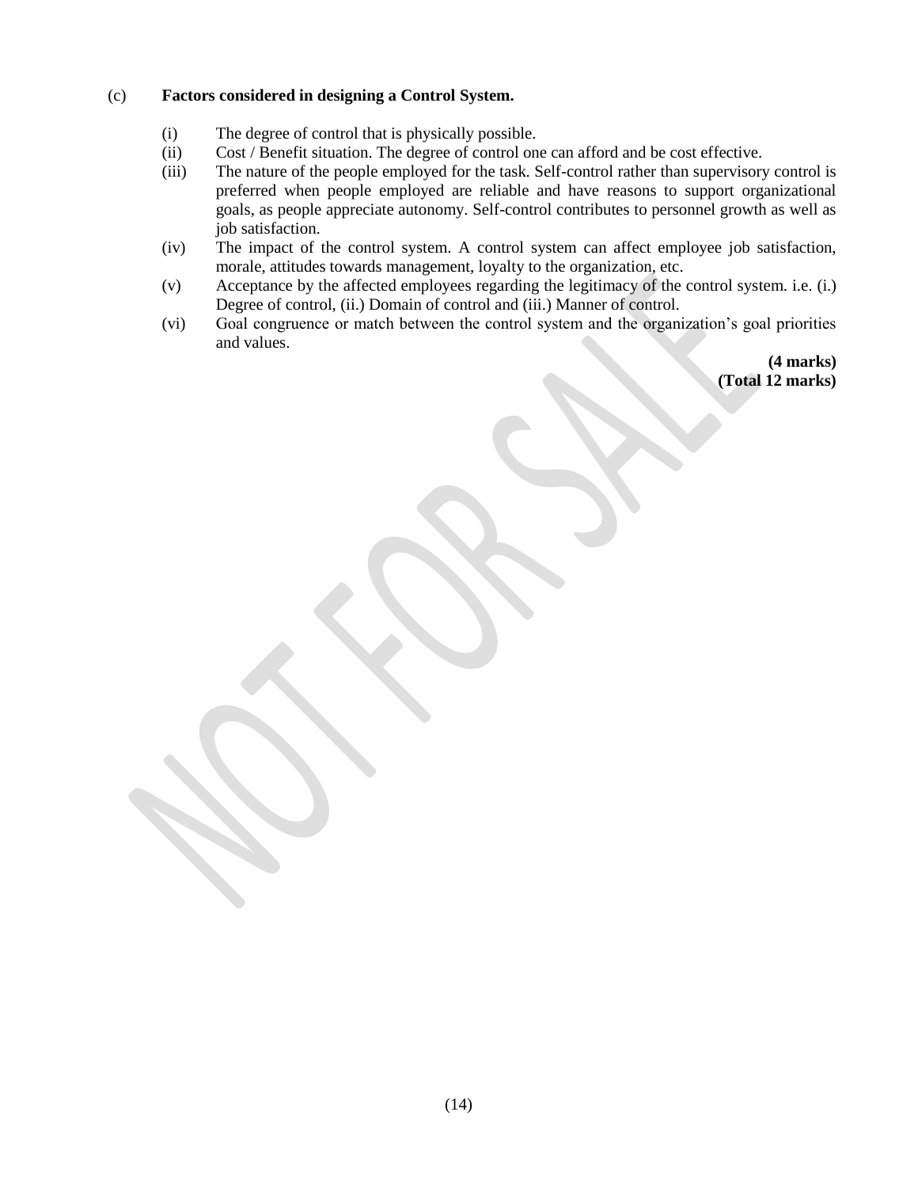(c) **Factors considered in designing a Control System.**

(i) The degree of control that is physically possible.

(ii) Cost / Benefit situation. The degree of control one can afford and be cost effective.

(iii) The nature of the people employed for the task. Self-control rather than supervisory control is preferred when people employed are reliable and have reasons to support organizational goals, as people appreciate autonomy. Self-control contributes to personnel growth as well as job satisfaction.

(iv) The impact of the control system. A control system can affect employee job satisfaction, morale, attitudes towards management, loyalty to the organization, etc.

(v) Acceptance by the affected employees regarding the legitimacy of the control system. i.e. (i.) Degree of control, (ii.) Domain of control and (iii.) Manner of control.

(vi) Goal congruence or match between the control system and the organization's goal priorities and values.

**(4 marks)**
**(Total 12 marks)**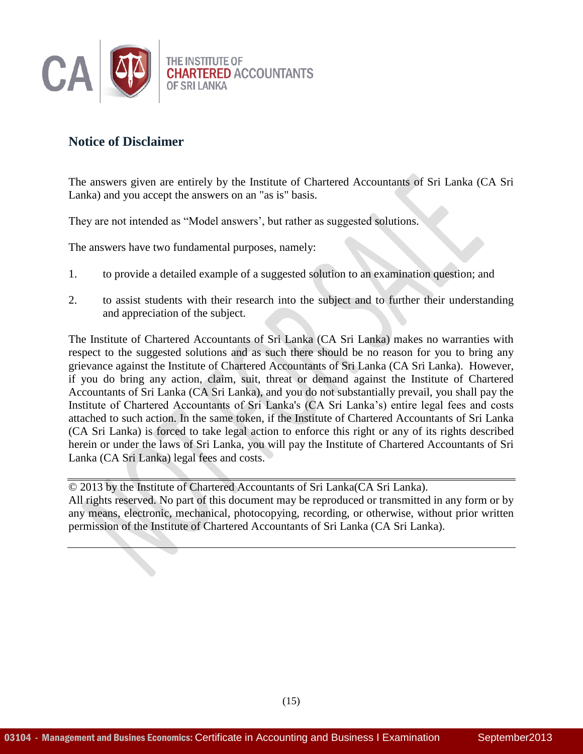## Notice of Disclaimer

The answers given are entirely by the Institute of Chartered Accountants of Sri Lanka (CA Sri Lanka) and you accept the answers on an "as is" basis.

They are not intended as "Model answers', but rather as suggested solutions.

The answers have two fundamental purposes, namely:

1. to provide a detailed example of a suggested solution to an examination question; and

2. to assist students with their research into the subject and to further their understanding and appreciation of the subject.

The Institute of Chartered Accountants of Sri Lanka (CA Sri Lanka) makes no warranties with respect to the suggested solutions and as such there should be no reason for you to bring any grievance against the Institute of Chartered Accountants of Sri Lanka (CA Sri Lanka). However, if you do bring any action, claim, suit, threat or demand against the Institute of Chartered Accountants of Sri Lanka (CA Sri Lanka), and you do not substantially prevail, you shall pay the Institute of Chartered Accountants of Sri Lanka's (CA Sri Lanka's) entire legal fees and costs attached to such action. In the same token, if the Institute of Chartered Accountants of Sri Lanka (CA Sri Lanka) is forced to take legal action to enforce this right or any of its rights described herein or under the laws of Sri Lanka, you will pay the Institute of Chartered Accountants of Sri Lanka (CA Sri Lanka) legal fees and costs.

---

© 2013 by the Institute of Chartered Accountants of Sri Lanka(CA Sri Lanka).
All rights reserved. No part of this document may be reproduced or transmitted in any form or by any means, electronic, mechanical, photocopying, recording, or otherwise, without prior written permission of the Institute of Chartered Accountants of Sri Lanka (CA Sri Lanka).

---